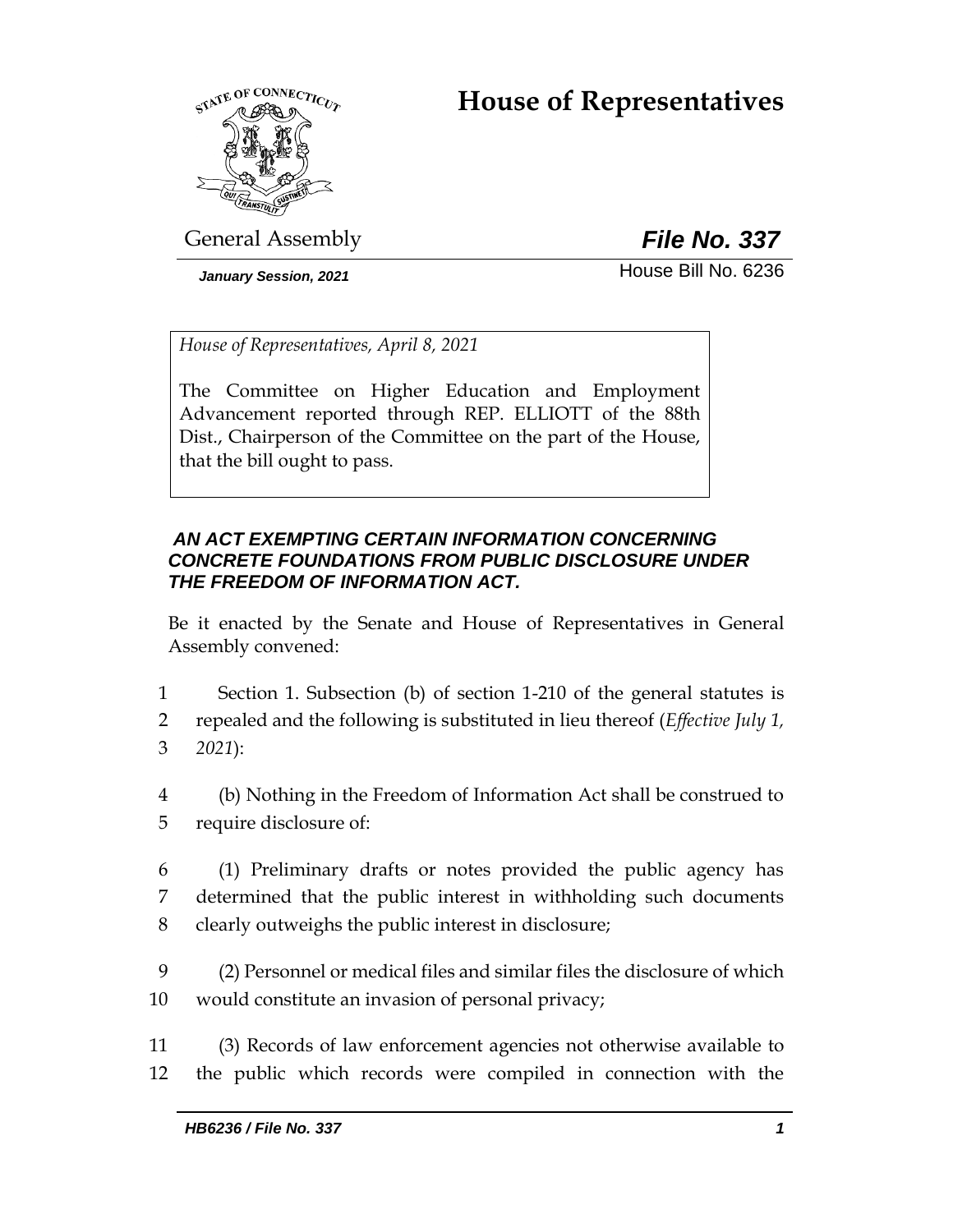# House of Representatives

General Assembly **_File No. 337_**

***January Session, 2021*** House Bill No. 6236

*House of Representatives, April 8, 2021*

The Committee on Higher Education and Employment Advancement reported through REP. ELLIOTT of the 88th Dist., Chairperson of the Committee on the part of the House, that the bill ought to pass.

***AN ACT EXEMPTING CERTAIN INFORMATION CONCERNING CONCRETE FOUNDATIONS FROM PUBLIC DISCLOSURE UNDER THE FREEDOM OF INFORMATION ACT.***

Be it enacted by the Senate and House of Representatives in General Assembly convened:

1 Section 1. Subsection (b) of section 1-210 of the general statutes is
2 repealed and the following is substituted in lieu thereof (*Effective July 1,*
3 *2021*):

4 (b) Nothing in the Freedom of Information Act shall be construed to
5 require disclosure of:

6 (1) Preliminary drafts or notes provided the public agency has
7 determined that the public interest in withholding such documents
8 clearly outweighs the public interest in disclosure;

9 (2) Personnel or medical files and similar files the disclosure of which
10 would constitute an invasion of personal privacy;

11 (3) Records of law enforcement agencies not otherwise available to
12 the public which records were compiled in connection with the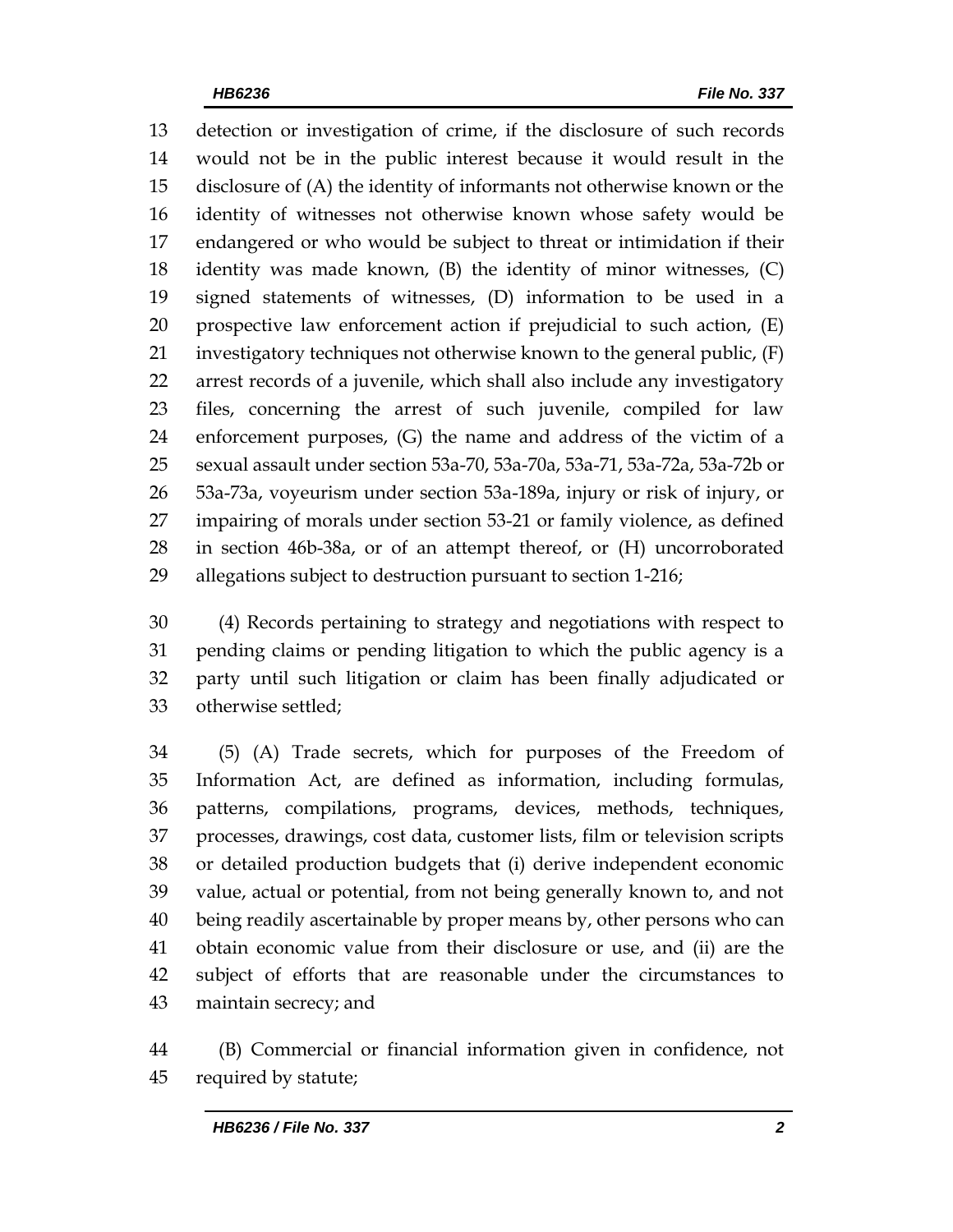detection or investigation of crime, if the disclosure of such records would not be in the public interest because it would result in the disclosure of (A) the identity of informants not otherwise known or the identity of witnesses not otherwise known whose safety would be endangered or who would be subject to threat or intimidation if their identity was made known, (B) the identity of minor witnesses, (C) signed statements of witnesses, (D) information to be used in a prospective law enforcement action if prejudicial to such action, (E) investigatory techniques not otherwise known to the general public, (F) arrest records of a juvenile, which shall also include any investigatory files, concerning the arrest of such juvenile, compiled for law enforcement purposes, (G) the name and address of the victim of a sexual assault under section 53a-70, 53a-70a, 53a-71, 53a-72a, 53a-72b or 53a-73a, voyeurism under section 53a-189a, injury or risk of injury, or impairing of morals under section 53-21 or family violence, as defined in section 46b-38a, or of an attempt thereof, or (H) uncorroborated allegations subject to destruction pursuant to section 1-216;

(4) Records pertaining to strategy and negotiations with respect to pending claims or pending litigation to which the public agency is a party until such litigation or claim has been finally adjudicated or otherwise settled;

(5) (A) Trade secrets, which for purposes of the Freedom of Information Act, are defined as information, including formulas, patterns, compilations, programs, devices, methods, techniques, processes, drawings, cost data, customer lists, film or television scripts or detailed production budgets that (i) derive independent economic value, actual or potential, from not being generally known to, and not being readily ascertainable by proper means by, other persons who can obtain economic value from their disclosure or use, and (ii) are the subject of efforts that are reasonable under the circumstances to maintain secrecy; and

(B) Commercial or financial information given in confidence, not required by statute;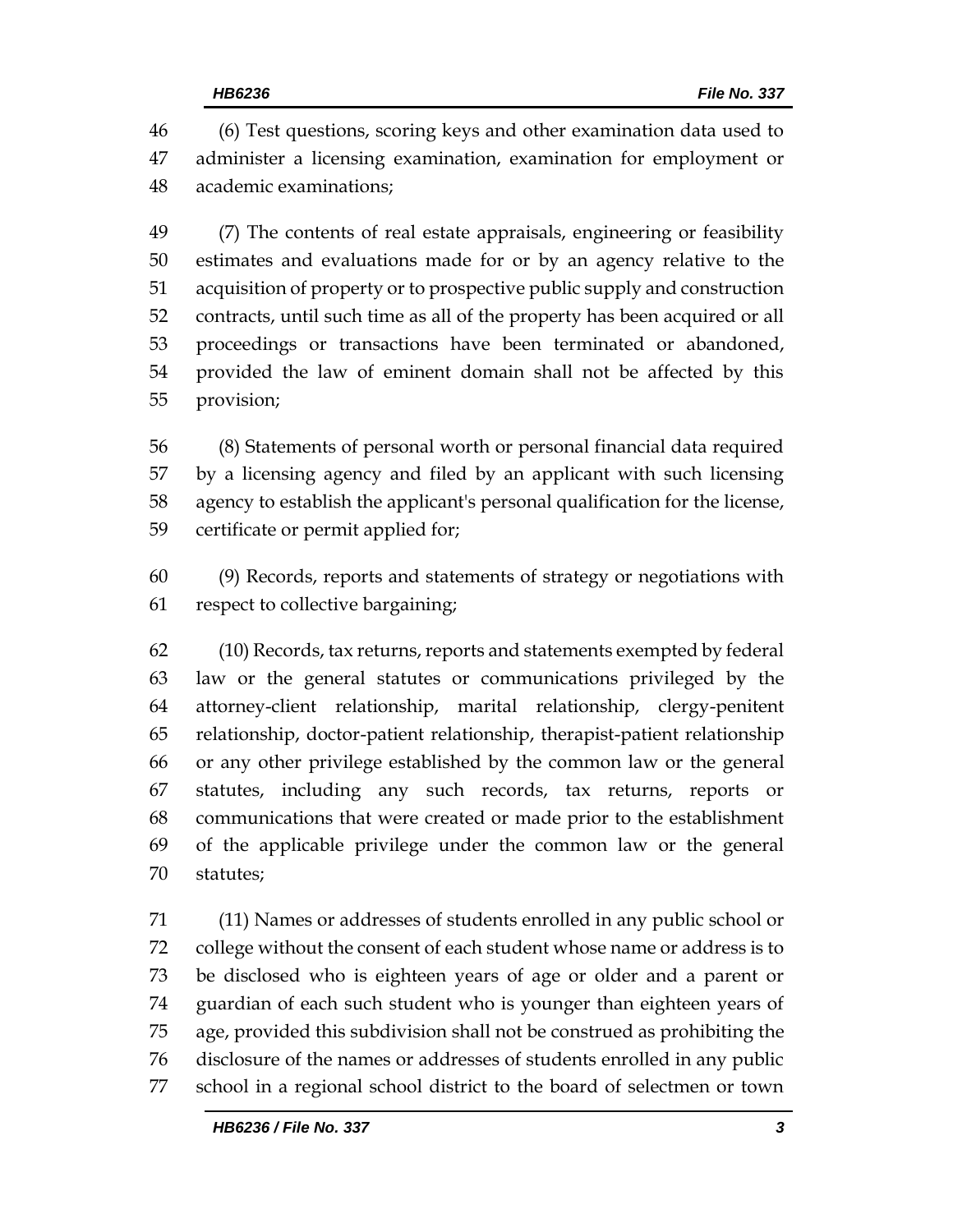(6) Test questions, scoring keys and other examination data used to administer a licensing examination, examination for employment or academic examinations;

(7) The contents of real estate appraisals, engineering or feasibility estimates and evaluations made for or by an agency relative to the acquisition of property or to prospective public supply and construction contracts, until such time as all of the property has been acquired or all proceedings or transactions have been terminated or abandoned, provided the law of eminent domain shall not be affected by this provision;

(8) Statements of personal worth or personal financial data required by a licensing agency and filed by an applicant with such licensing agency to establish the applicant's personal qualification for the license, certificate or permit applied for;

(9) Records, reports and statements of strategy or negotiations with respect to collective bargaining;

(10) Records, tax returns, reports and statements exempted by federal law or the general statutes or communications privileged by the attorney-client relationship, marital relationship, clergy-penitent relationship, doctor-patient relationship, therapist-patient relationship or any other privilege established by the common law or the general statutes, including any such records, tax returns, reports or communications that were created or made prior to the establishment of the applicable privilege under the common law or the general statutes;

(11) Names or addresses of students enrolled in any public school or college without the consent of each student whose name or address is to be disclosed who is eighteen years of age or older and a parent or guardian of each such student who is younger than eighteen years of age, provided this subdivision shall not be construed as prohibiting the disclosure of the names or addresses of students enrolled in any public school in a regional school district to the board of selectmen or town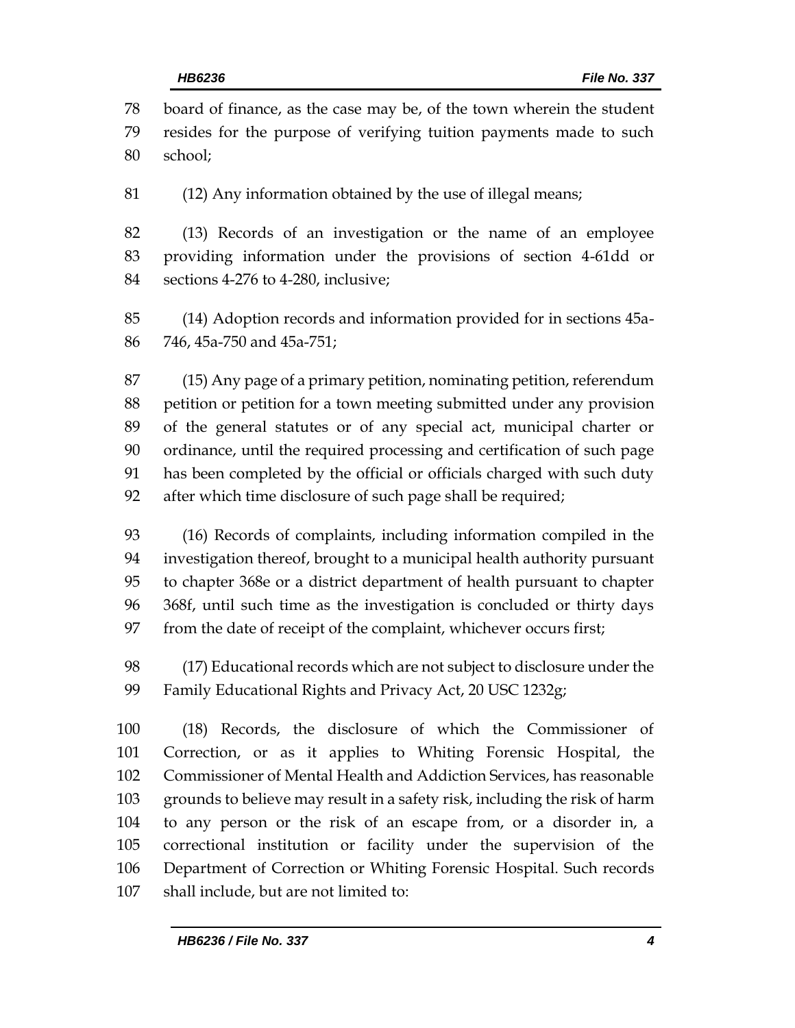board of finance, as the case may be, of the town wherein the student resides for the purpose of verifying tuition payments made to such school;

(12) Any information obtained by the use of illegal means;

(13) Records of an investigation or the name of an employee providing information under the provisions of section 4-61dd or sections 4-276 to 4-280, inclusive;

(14) Adoption records and information provided for in sections 45a-746, 45a-750 and 45a-751;

(15) Any page of a primary petition, nominating petition, referendum petition or petition for a town meeting submitted under any provision of the general statutes or of any special act, municipal charter or ordinance, until the required processing and certification of such page has been completed by the official or officials charged with such duty after which time disclosure of such page shall be required;

(16) Records of complaints, including information compiled in the investigation thereof, brought to a municipal health authority pursuant to chapter 368e or a district department of health pursuant to chapter 368f, until such time as the investigation is concluded or thirty days from the date of receipt of the complaint, whichever occurs first;

(17) Educational records which are not subject to disclosure under the Family Educational Rights and Privacy Act, 20 USC 1232g;

(18) Records, the disclosure of which the Commissioner of Correction, or as it applies to Whiting Forensic Hospital, the Commissioner of Mental Health and Addiction Services, has reasonable grounds to believe may result in a safety risk, including the risk of harm to any person or the risk of an escape from, or a disorder in, a correctional institution or facility under the supervision of the Department of Correction or Whiting Forensic Hospital. Such records shall include, but are not limited to: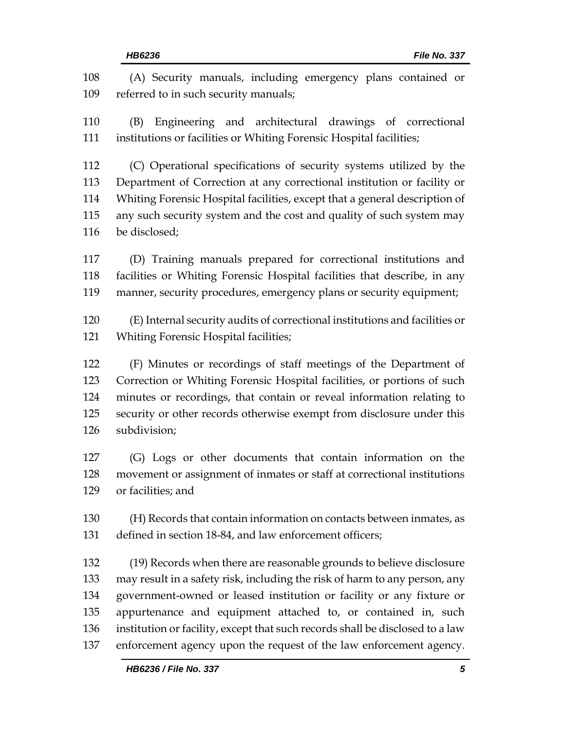(A) Security manuals, including emergency plans contained or referred to in such security manuals;

(B) Engineering and architectural drawings of correctional institutions or facilities or Whiting Forensic Hospital facilities;

(C) Operational specifications of security systems utilized by the Department of Correction at any correctional institution or facility or Whiting Forensic Hospital facilities, except that a general description of any such security system and the cost and quality of such system may be disclosed;

(D) Training manuals prepared for correctional institutions and facilities or Whiting Forensic Hospital facilities that describe, in any manner, security procedures, emergency plans or security equipment;

(E) Internal security audits of correctional institutions and facilities or Whiting Forensic Hospital facilities;

(F) Minutes or recordings of staff meetings of the Department of Correction or Whiting Forensic Hospital facilities, or portions of such minutes or recordings, that contain or reveal information relating to security or other records otherwise exempt from disclosure under this subdivision;

(G) Logs or other documents that contain information on the movement or assignment of inmates or staff at correctional institutions or facilities; and

(H) Records that contain information on contacts between inmates, as defined in section 18-84, and law enforcement officers;

(19) Records when there are reasonable grounds to believe disclosure may result in a safety risk, including the risk of harm to any person, any government-owned or leased institution or facility or any fixture or appurtenance and equipment attached to, or contained in, such institution or facility, except that such records shall be disclosed to a law enforcement agency upon the request of the law enforcement agency.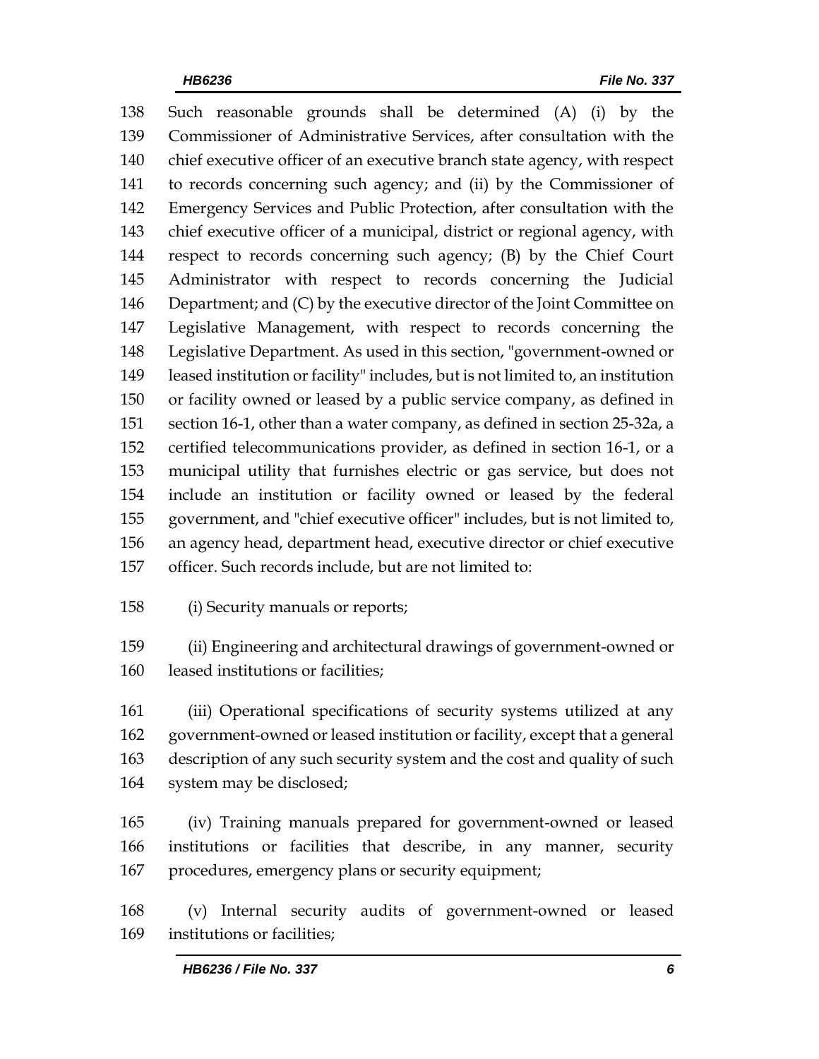Such reasonable grounds shall be determined (A) (i) by the Commissioner of Administrative Services, after consultation with the chief executive officer of an executive branch state agency, with respect to records concerning such agency; and (ii) by the Commissioner of Emergency Services and Public Protection, after consultation with the chief executive officer of a municipal, district or regional agency, with respect to records concerning such agency; (B) by the Chief Court Administrator with respect to records concerning the Judicial Department; and (C) by the executive director of the Joint Committee on Legislative Management, with respect to records concerning the Legislative Department. As used in this section, "government-owned or leased institution or facility" includes, but is not limited to, an institution or facility owned or leased by a public service company, as defined in section 16-1, other than a water company, as defined in section 25-32a, a certified telecommunications provider, as defined in section 16-1, or a municipal utility that furnishes electric or gas service, but does not include an institution or facility owned or leased by the federal government, and "chief executive officer" includes, but is not limited to, an agency head, department head, executive director or chief executive officer. Such records include, but are not limited to:

(i) Security manuals or reports;

(ii) Engineering and architectural drawings of government-owned or leased institutions or facilities;

(iii) Operational specifications of security systems utilized at any government-owned or leased institution or facility, except that a general description of any such security system and the cost and quality of such system may be disclosed;

(iv) Training manuals prepared for government-owned or leased institutions or facilities that describe, in any manner, security procedures, emergency plans or security equipment;

(v) Internal security audits of government-owned or leased institutions or facilities;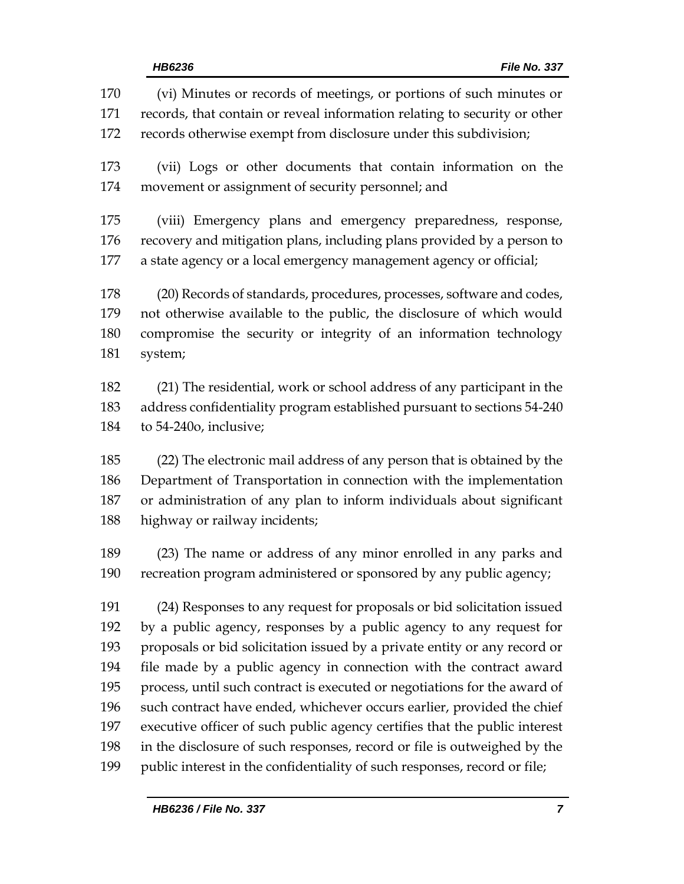(vi) Minutes or records of meetings, or portions of such minutes or records, that contain or reveal information relating to security or other records otherwise exempt from disclosure under this subdivision;

(vii) Logs or other documents that contain information on the movement or assignment of security personnel; and

(viii) Emergency plans and emergency preparedness, response, recovery and mitigation plans, including plans provided by a person to a state agency or a local emergency management agency or official;

(20) Records of standards, procedures, processes, software and codes, not otherwise available to the public, the disclosure of which would compromise the security or integrity of an information technology system;

(21) The residential, work or school address of any participant in the address confidentiality program established pursuant to sections 54-240 to 54-240o, inclusive;

(22) The electronic mail address of any person that is obtained by the Department of Transportation in connection with the implementation or administration of any plan to inform individuals about significant highway or railway incidents;

(23) The name or address of any minor enrolled in any parks and recreation program administered or sponsored by any public agency;

(24) Responses to any request for proposals or bid solicitation issued by a public agency, responses by a public agency to any request for proposals or bid solicitation issued by a private entity or any record or file made by a public agency in connection with the contract award process, until such contract is executed or negotiations for the award of such contract have ended, whichever occurs earlier, provided the chief executive officer of such public agency certifies that the public interest in the disclosure of such responses, record or file is outweighed by the public interest in the confidentiality of such responses, record or file;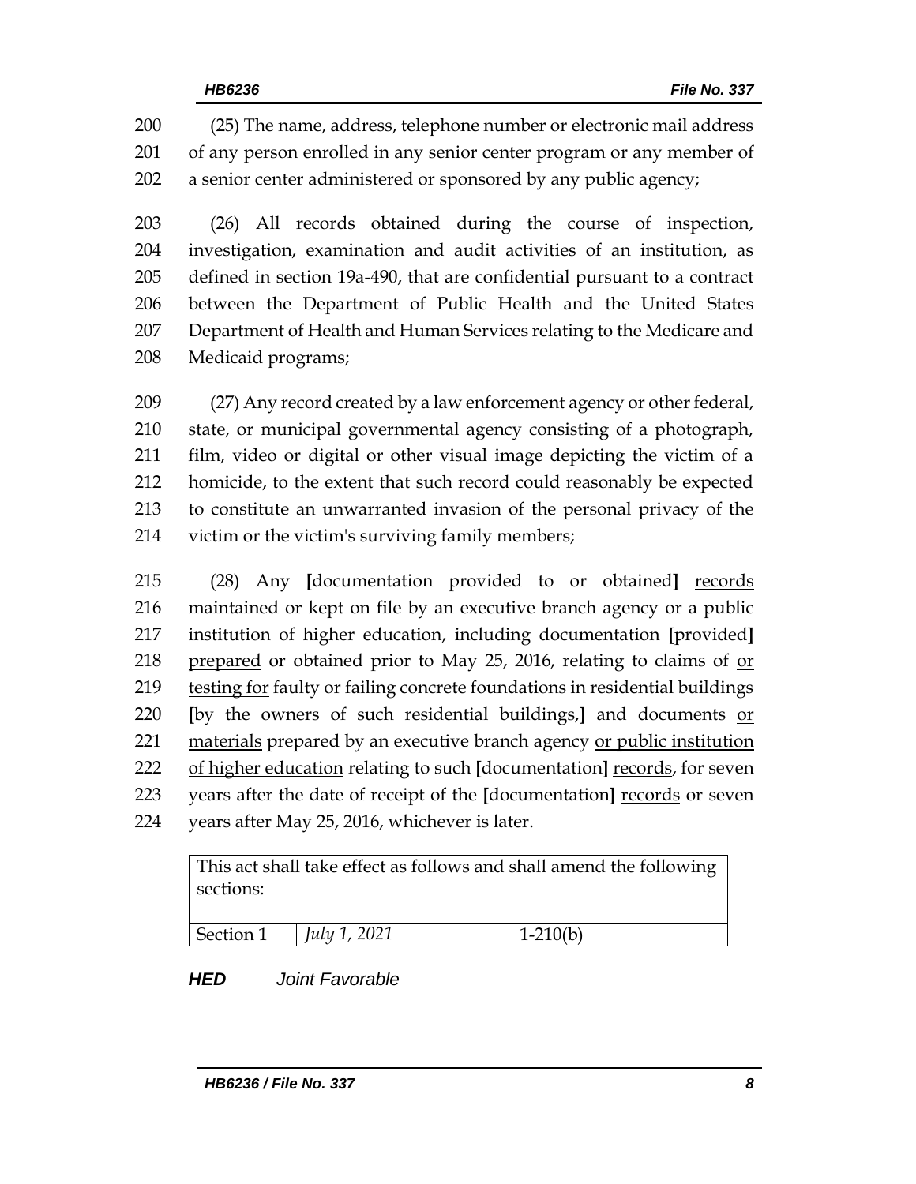200 (25) The name, address, telephone number or electronic mail address
201 of any person enrolled in any senior center program or any member of
202 a senior center administered or sponsored by any public agency;

203 (26) All records obtained during the course of inspection,
204 investigation, examination and audit activities of an institution, as
205 defined in section 19a-490, that are confidential pursuant to a contract
206 between the Department of Public Health and the United States
207 Department of Health and Human Services relating to the Medicare and
208 Medicaid programs;

209 (27) Any record created by a law enforcement agency or other federal,
210 state, or municipal governmental agency consisting of a photograph,
211 film, video or digital or other visual image depicting the victim of a
212 homicide, to the extent that such record could reasonably be expected
213 to constitute an unwarranted invasion of the personal privacy of the
214 victim or the victim's surviving family members;

215 (28) Any **[**documentation provided to or obtained**]** <u>records</u>
216 <u>maintained or kept on file</u> by an executive branch agency <u>or a public</u>
217 <u>institution of higher education</u>, including documentation **[**provided**]**
218 <u>prepared</u> or obtained prior to May 25, 2016, relating to claims of <u>or</u>
219 <u>testing for</u> faulty or failing concrete foundations in residential buildings
220 **[**by the owners of such residential buildings,**]** and documents <u>or</u>
221 <u>materials</u> prepared by an executive branch agency <u>or public institution</u>
222 <u>of higher education</u> relating to such **[**documentation**]** <u>records</u>, for seven
223 years after the date of receipt of the **[**documentation**]** <u>records</u> or seven
224 years after May 25, 2016, whichever is later.

| This act shall take effect as follows and shall amend the following sections: | | |
|---|---|---|
| Section 1 | *July 1, 2021* | 1-210(b) |

***HED*** *Joint Favorable*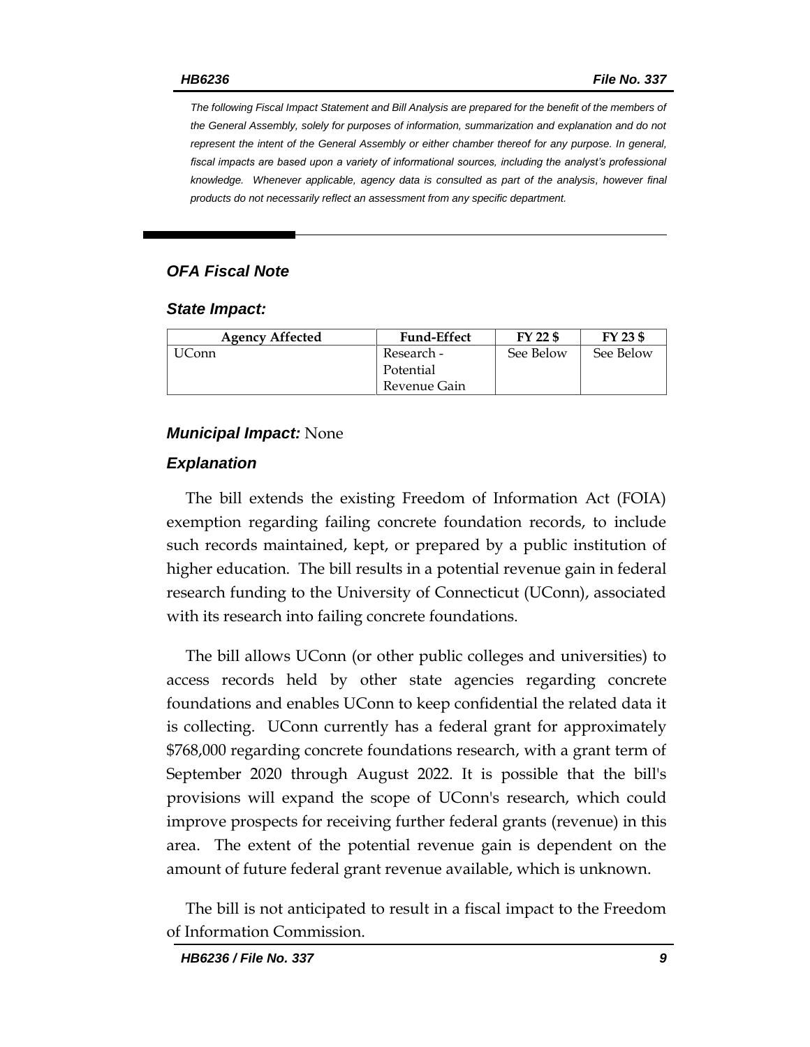*The following Fiscal Impact Statement and Bill Analysis are prepared for the benefit of the members of the General Assembly, solely for purposes of information, summarization and explanation and do not represent the intent of the General Assembly or either chamber thereof for any purpose. In general, fiscal impacts are based upon a variety of informational sources, including the analyst's professional knowledge. Whenever applicable, agency data is consulted as part of the analysis, however final products do not necessarily reflect an assessment from any specific department.*

## OFA Fiscal Note

### State Impact:

| Agency Affected | Fund-Effect | FY 22 $ | FY 23 $ |
|---|---|---|---|
| UConn | Research - Potential Revenue Gain | See Below | See Below |

### Municipal Impact: None

### Explanation

The bill extends the existing Freedom of Information Act (FOIA) exemption regarding failing concrete foundation records, to include such records maintained, kept, or prepared by a public institution of higher education. The bill results in a potential revenue gain in federal research funding to the University of Connecticut (UConn), associated with its research into failing concrete foundations.

The bill allows UConn (or other public colleges and universities) to access records held by other state agencies regarding concrete foundations and enables UConn to keep confidential the related data it is collecting. UConn currently has a federal grant for approximately $768,000 regarding concrete foundations research, with a grant term of September 2020 through August 2022. It is possible that the bill's provisions will expand the scope of UConn's research, which could improve prospects for receiving further federal grants (revenue) in this area. The extent of the potential revenue gain is dependent on the amount of future federal grant revenue available, which is unknown.

The bill is not anticipated to result in a fiscal impact to the Freedom of Information Commission.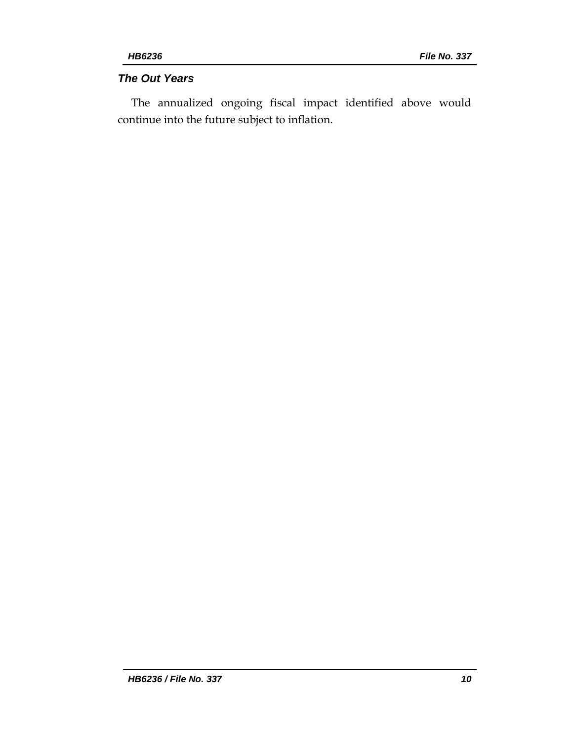### *The Out Years*

The annualized ongoing fiscal impact identified above would continue into the future subject to inflation.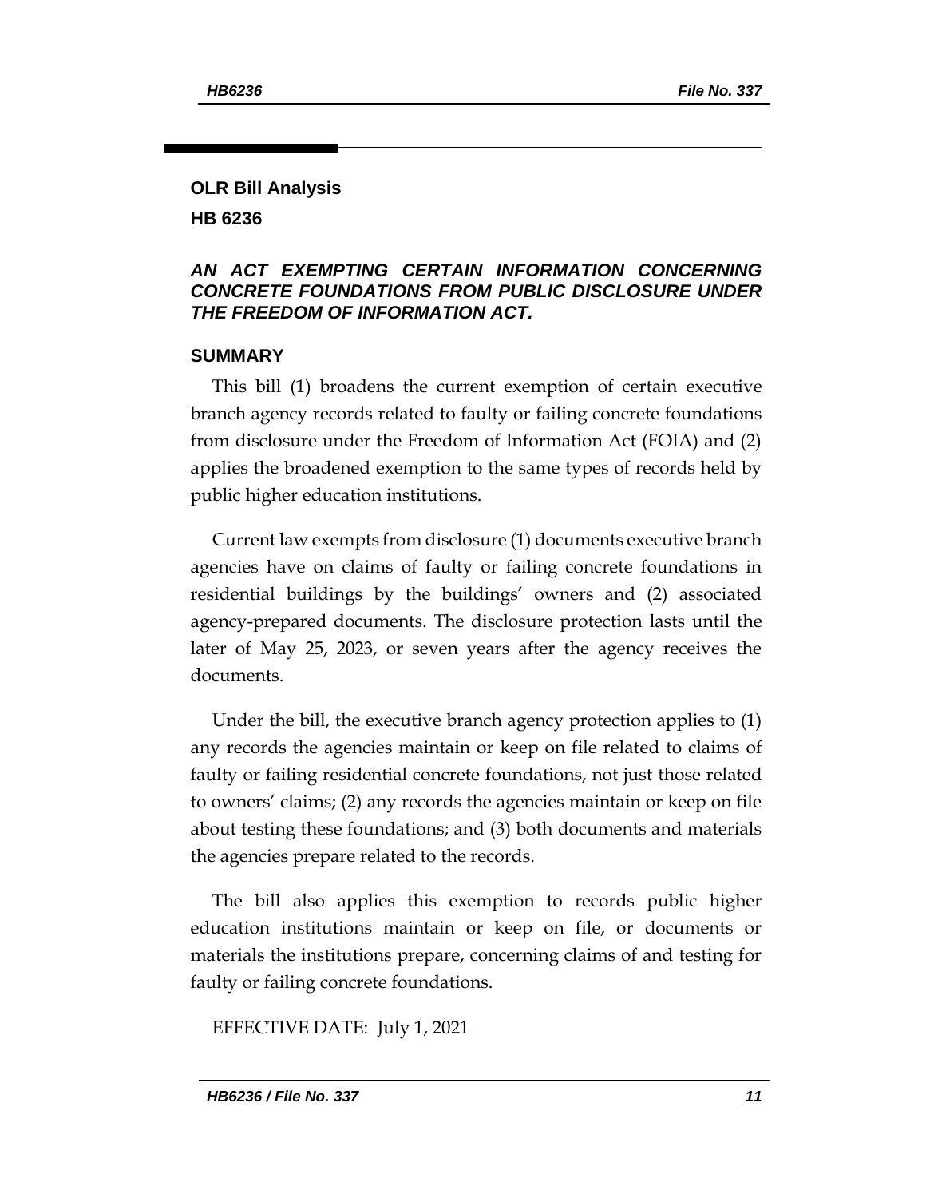**OLR Bill Analysis**

**HB 6236**

***AN ACT EXEMPTING CERTAIN INFORMATION CONCERNING CONCRETE FOUNDATIONS FROM PUBLIC DISCLOSURE UNDER THE FREEDOM OF INFORMATION ACT.***

**SUMMARY**

This bill (1) broadens the current exemption of certain executive branch agency records related to faulty or failing concrete foundations from disclosure under the Freedom of Information Act (FOIA) and (2) applies the broadened exemption to the same types of records held by public higher education institutions.

Current law exempts from disclosure (1) documents executive branch agencies have on claims of faulty or failing concrete foundations in residential buildings by the buildings' owners and (2) associated agency-prepared documents. The disclosure protection lasts until the later of May 25, 2023, or seven years after the agency receives the documents.

Under the bill, the executive branch agency protection applies to (1) any records the agencies maintain or keep on file related to claims of faulty or failing residential concrete foundations, not just those related to owners' claims; (2) any records the agencies maintain or keep on file about testing these foundations; and (3) both documents and materials the agencies prepare related to the records.

The bill also applies this exemption to records public higher education institutions maintain or keep on file, or documents or materials the institutions prepare, concerning claims of and testing for faulty or failing concrete foundations.

EFFECTIVE DATE: July 1, 2021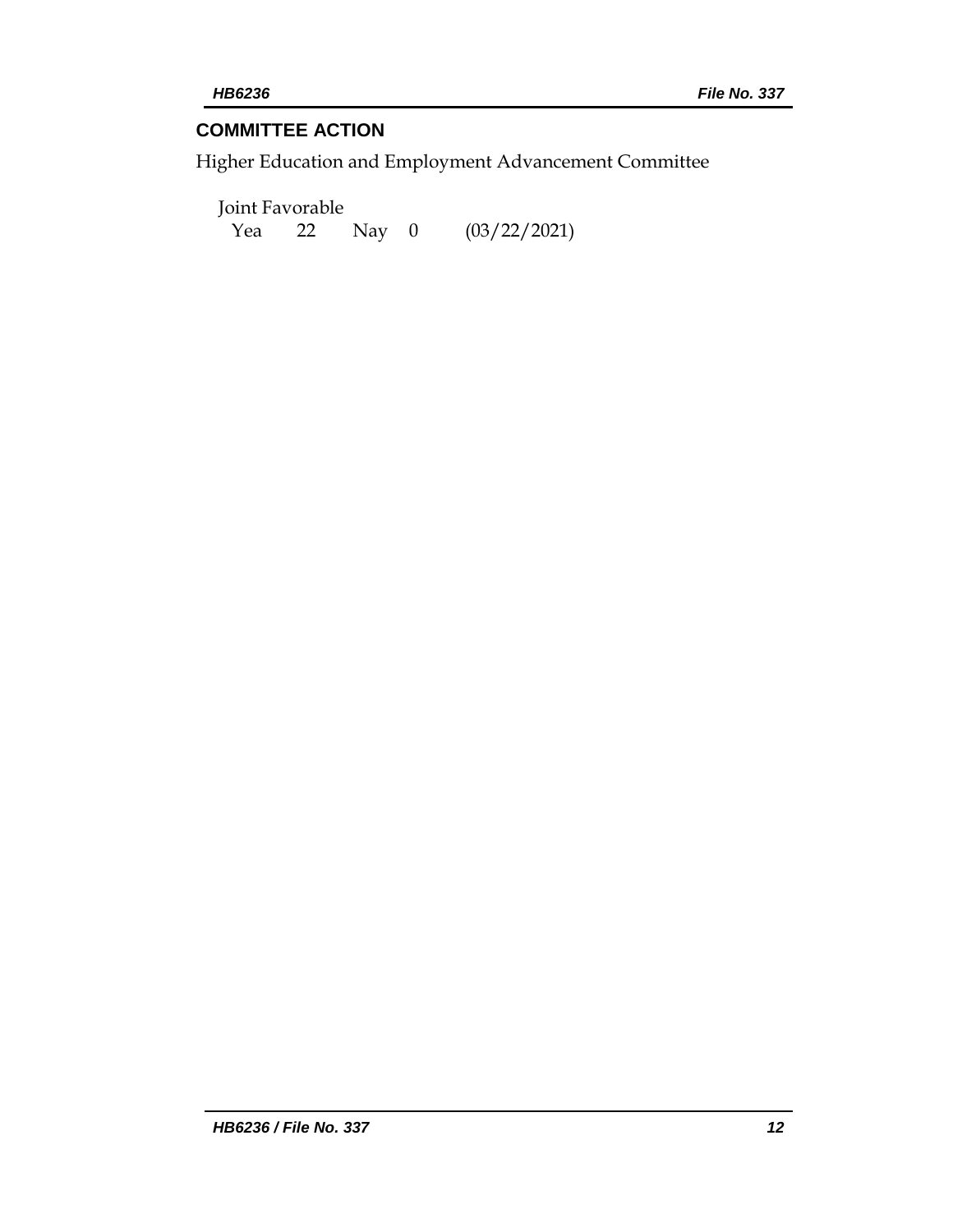## COMMITTEE ACTION

Higher Education and Employment Advancement Committee

Joint Favorable
Yea 22 Nay 0 (03/22/2021)